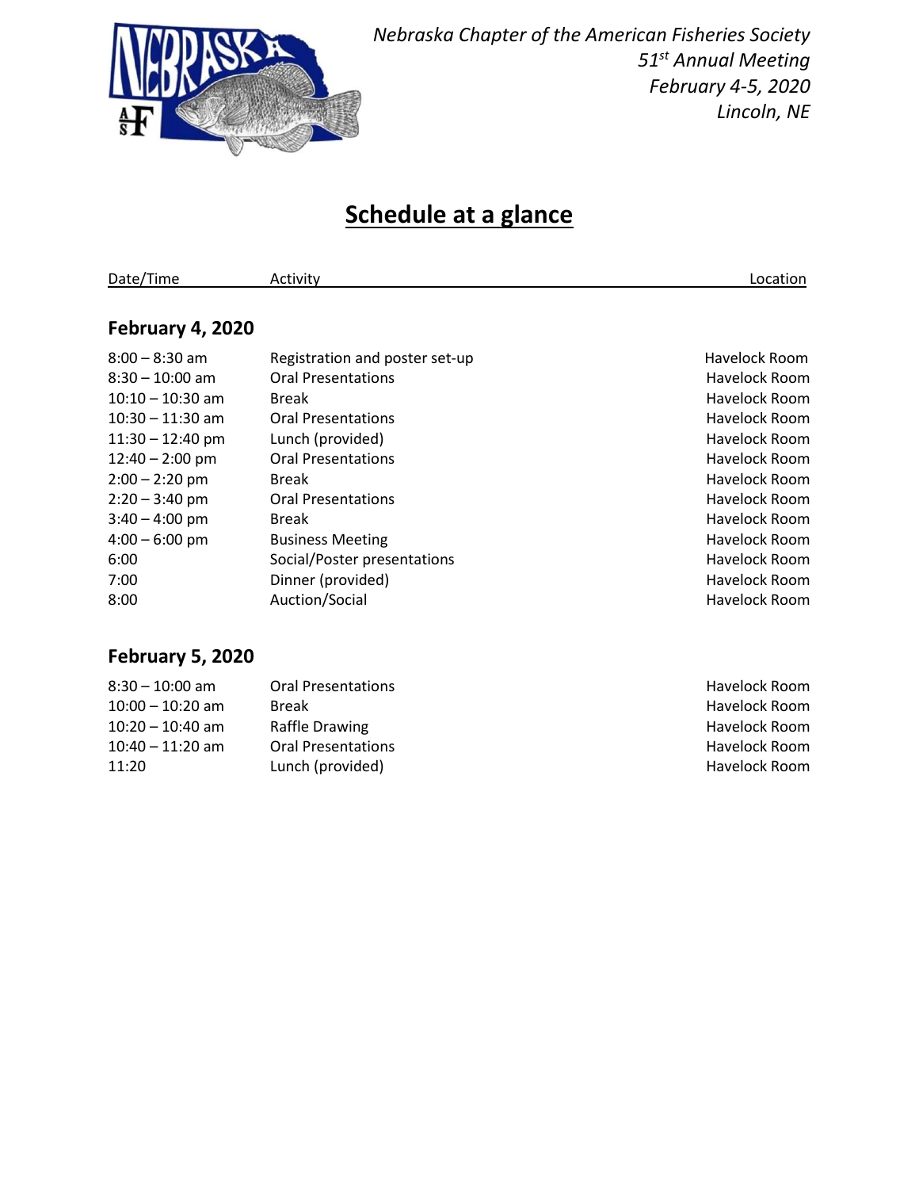*Nebraska Chapter of the American Fisheries Society*
*51st Annual Meeting*
*February 4-5, 2020*
*Lincoln, NE*

# Schedule at a glance

## February 4, 2020

| Date/Time | Activity | Location |
|---|---|---|
| 8:00 – 8:30 am | Registration and poster set-up | Havelock Room |
| 8:30 – 10:00 am | Oral Presentations | Havelock Room |
| 10:10 – 10:30 am | Break | Havelock Room |
| 10:30 – 11:30 am | Oral Presentations | Havelock Room |
| 11:30 – 12:40 pm | Lunch (provided) | Havelock Room |
| 12:40 – 2:00 pm | Oral Presentations | Havelock Room |
| 2:00 – 2:20 pm | Break | Havelock Room |
| 2:20 – 3:40 pm | Oral Presentations | Havelock Room |
| 3:40 – 4:00 pm | Break | Havelock Room |
| 4:00 – 6:00 pm | Business Meeting | Havelock Room |
| 6:00 | Social/Poster presentations | Havelock Room |
| 7:00 | Dinner (provided) | Havelock Room |
| 8:00 | Auction/Social | Havelock Room |

## February 5, 2020

| Date/Time | Activity | Location |
|---|---|---|
| 8:30 – 10:00 am | Oral Presentations | Havelock Room |
| 10:00 – 10:20 am | Break | Havelock Room |
| 10:20 – 10:40 am | Raffle Drawing | Havelock Room |
| 10:40 – 11:20 am | Oral Presentations | Havelock Room |
| 11:20 | Lunch (provided) | Havelock Room |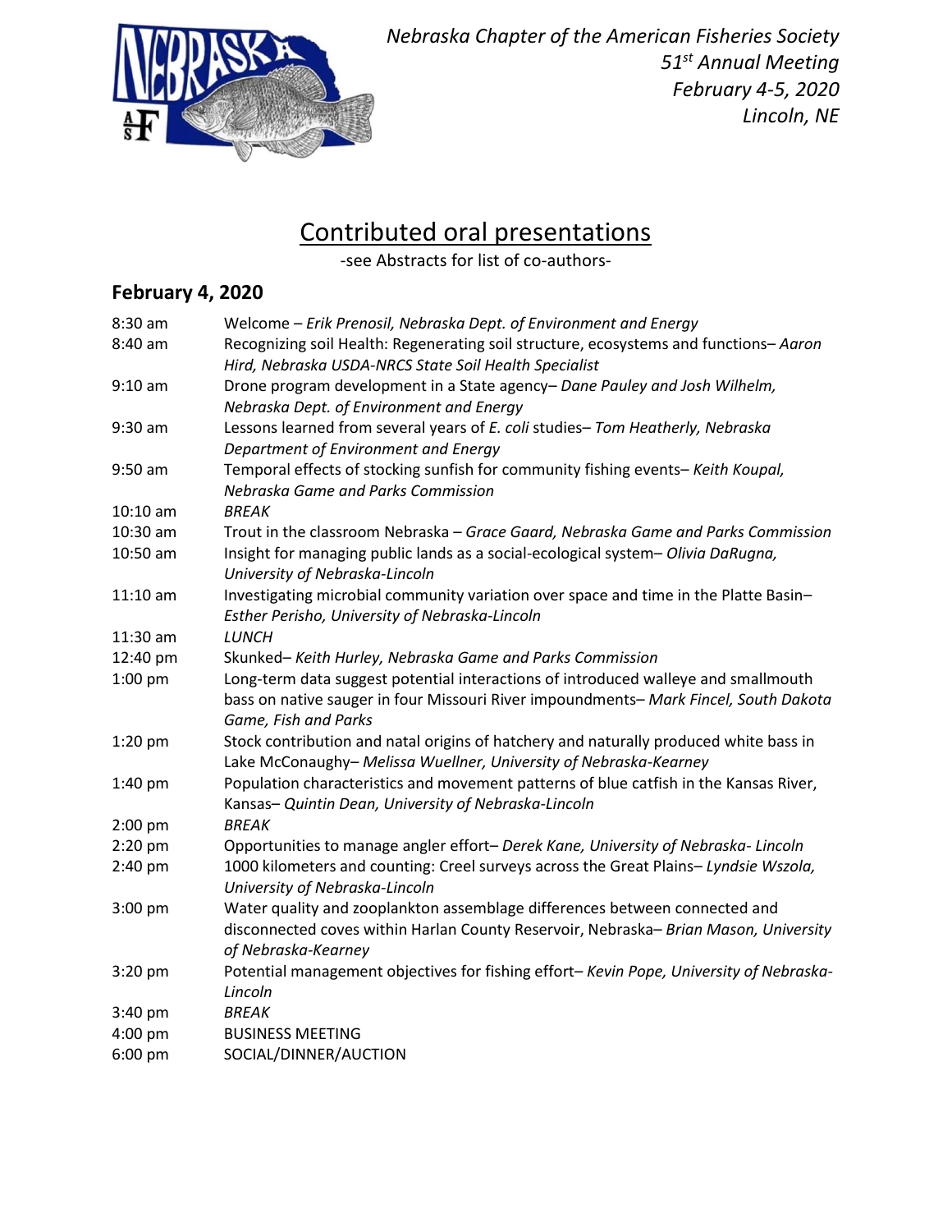*Nebraska Chapter of the American Fisheries Society*
*51st Annual Meeting*
*February 4-5, 2020*
*Lincoln, NE*

# Contributed oral presentations

-see Abstracts for list of co-authors-

## February 4, 2020

| | |
|---|---|
| 8:30 am | Welcome – *Erik Prenosil, Nebraska Dept. of Environment and Energy* |
| 8:40 am | Recognizing soil Health: Regenerating soil structure, ecosystems and functions– *Aaron Hird, Nebraska USDA-NRCS State Soil Health Specialist* |
| 9:10 am | Drone program development in a State agency– *Dane Pauley and Josh Wilhelm, Nebraska Dept. of Environment and Energy* |
| 9:30 am | Lessons learned from several years of *E. coli* studies– *Tom Heatherly, Nebraska Department of Environment and Energy* |
| 9:50 am | Temporal effects of stocking sunfish for community fishing events– *Keith Koupal, Nebraska Game and Parks Commission* |
| 10:10 am | *BREAK* |
| 10:30 am | Trout in the classroom Nebraska – *Grace Gaard, Nebraska Game and Parks Commission* |
| 10:50 am | Insight for managing public lands as a social-ecological system– *Olivia DaRugna, University of Nebraska-Lincoln* |
| 11:10 am | Investigating microbial community variation over space and time in the Platte Basin– *Esther Perisho, University of Nebraska-Lincoln* |
| 11:30 am | *LUNCH* |
| 12:40 pm | Skunked– *Keith Hurley, Nebraska Game and Parks Commission* |
| 1:00 pm | Long-term data suggest potential interactions of introduced walleye and smallmouth bass on native sauger in four Missouri River impoundments– *Mark Fincel, South Dakota Game, Fish and Parks* |
| 1:20 pm | Stock contribution and natal origins of hatchery and naturally produced white bass in Lake McConaughy– *Melissa Wuellner, University of Nebraska-Kearney* |
| 1:40 pm | Population characteristics and movement patterns of blue catfish in the Kansas River, Kansas– *Quintin Dean, University of Nebraska-Lincoln* |
| 2:00 pm | *BREAK* |
| 2:20 pm | Opportunities to manage angler effort– *Derek Kane, University of Nebraska- Lincoln* |
| 2:40 pm | 1000 kilometers and counting: Creel surveys across the Great Plains– *Lyndsie Wszola, University of Nebraska-Lincoln* |
| 3:00 pm | Water quality and zooplankton assemblage differences between connected and disconnected coves within Harlan County Reservoir, Nebraska– *Brian Mason, University of Nebraska-Kearney* |
| 3:20 pm | Potential management objectives for fishing effort– *Kevin Pope, University of Nebraska-Lincoln* |
| 3:40 pm | *BREAK* |
| 4:00 pm | BUSINESS MEETING |
| 6:00 pm | SOCIAL/DINNER/AUCTION |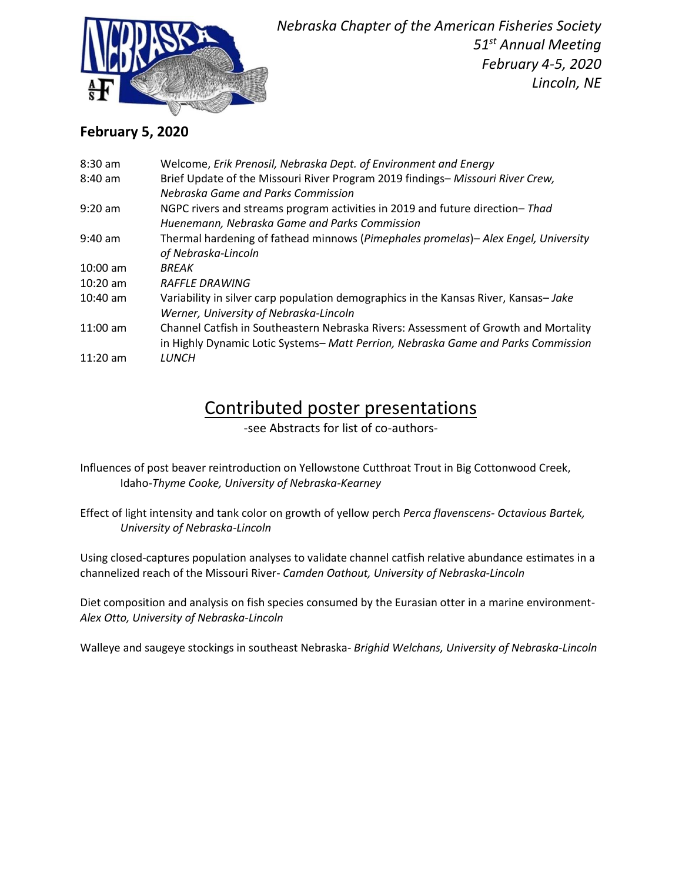*Nebraska Chapter of the American Fisheries Society*
*51st Annual Meeting*
*February 4-5, 2020*
*Lincoln, NE*

## February 5, 2020

| | |
|---|---|
| 8:30 am | Welcome, *Erik Prenosil, Nebraska Dept. of Environment and Energy* |
| 8:40 am | Brief Update of the Missouri River Program 2019 findings– *Missouri River Crew, Nebraska Game and Parks Commission* |
| 9:20 am | NGPC rivers and streams program activities in 2019 and future direction– *Thad Huenemann, Nebraska Game and Parks Commission* |
| 9:40 am | Thermal hardening of fathead minnows (*Pimephales promelas*)– *Alex Engel, University of Nebraska-Lincoln* |
| 10:00 am | *BREAK* |
| 10:20 am | *RAFFLE DRAWING* |
| 10:40 am | Variability in silver carp population demographics in the Kansas River, Kansas– *Jake Werner, University of Nebraska-Lincoln* |
| 11:00 am | Channel Catfish in Southeastern Nebraska Rivers: Assessment of Growth and Mortality in Highly Dynamic Lotic Systems– *Matt Perrion, Nebraska Game and Parks Commission* |
| 11:20 am | *LUNCH* |

## Contributed poster presentations

-see Abstracts for list of co-authors-

Influences of post beaver reintroduction on Yellowstone Cutthroat Trout in Big Cottonwood Creek, Idaho-*Thyme Cooke, University of Nebraska-Kearney*

Effect of light intensity and tank color on growth of yellow perch *Perca flavenscens- Octavious Bartek, University of Nebraska-Lincoln*

Using closed-captures population analyses to validate channel catfish relative abundance estimates in a channelized reach of the Missouri River- *Camden Oathout, University of Nebraska-Lincoln*

Diet composition and analysis on fish species consumed by the Eurasian otter in a marine environment- *Alex Otto, University of Nebraska-Lincoln*

Walleye and saugeye stockings in southeast Nebraska- *Brighid Welchans, University of Nebraska-Lincoln*